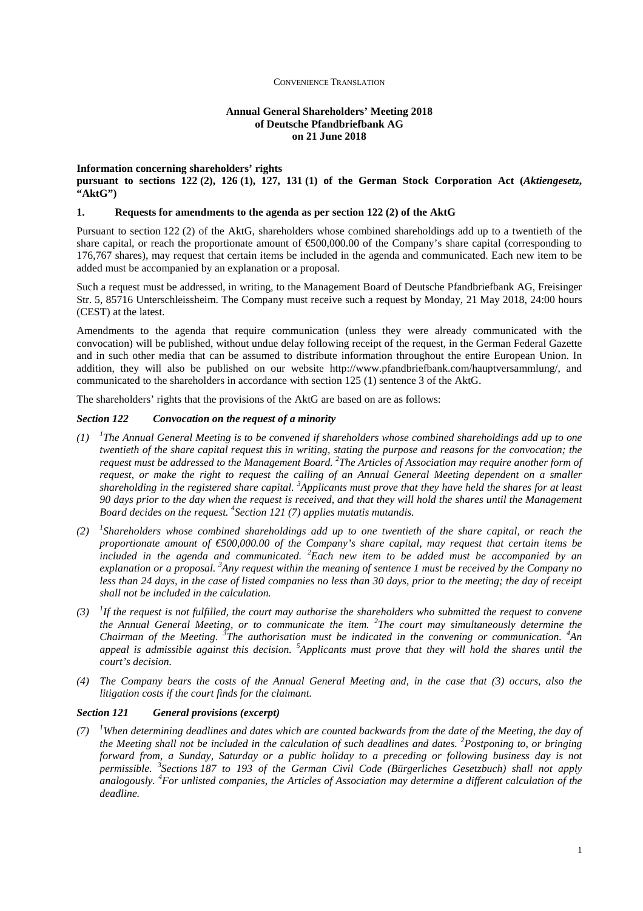CONVENIENCE TRANSLATION

# Annual General Shareholders' Meeting 2018 of Deutsche Pfandbriefbank AG on 21 June 2018

**Information concerning shareholders' rights pursuant to sections 122 (2), 126 (1), 127, 131 (1) of the German Stock Corporation Act (*Aktiengesetz*, "AktG")**

## 1. Requests for amendments to the agenda as per section 122 (2) of the AktG

Pursuant to section 122 (2) of the AktG, shareholders whose combined shareholdings add up to a twentieth of the share capital, or reach the proportionate amount of €500,000.00 of the Company's share capital (corresponding to 176,767 shares), may request that certain items be included in the agenda and communicated. Each new item to be added must be accompanied by an explanation or a proposal.

Such a request must be addressed, in writing, to the Management Board of Deutsche Pfandbriefbank AG, Freisinger Str. 5, 85716 Unterschleissheim. The Company must receive such a request by Monday, 21 May 2018, 24:00 hours (CEST) at the latest.

Amendments to the agenda that require communication (unless they were already communicated with the convocation) will be published, without undue delay following receipt of the request, in the German Federal Gazette and in such other media that can be assumed to distribute information throughout the entire European Union. In addition, they will also be published on our website http://www.pfandbriefbank.com/hauptversammlung/, and communicated to the shareholders in accordance with section 125 (1) sentence 3 of the AktG.

The shareholders' rights that the provisions of the AktG are based on are as follows:

### *Section 122 Convocation on the request of a minority*

*(1) [1]The Annual General Meeting is to be convened if shareholders whose combined shareholdings add up to one twentieth of the share capital request this in writing, stating the purpose and reasons for the convocation; the request must be addressed to the Management Board. [2]The Articles of Association may require another form of request, or make the right to request the calling of an Annual General Meeting dependent on a smaller shareholding in the registered share capital. [3]Applicants must prove that they have held the shares for at least 90 days prior to the day when the request is received, and that they will hold the shares until the Management Board decides on the request. [4]Section 121 (7) applies mutatis mutandis.*

*(2) [1]Shareholders whose combined shareholdings add up to one twentieth of the share capital, or reach the proportionate amount of €500,000.00 of the Company's share capital, may request that certain items be included in the agenda and communicated. [2]Each new item to be added must be accompanied by an explanation or a proposal. [3]Any request within the meaning of sentence 1 must be received by the Company no less than 24 days, in the case of listed companies no less than 30 days, prior to the meeting; the day of receipt shall not be included in the calculation.*

*(3) [1]If the request is not fulfilled, the court may authorise the shareholders who submitted the request to convene the Annual General Meeting, or to communicate the item. [2]The court may simultaneously determine the Chairman of the Meeting. [3]The authorisation must be indicated in the convening or communication. [4]An appeal is admissible against this decision. [5]Applicants must prove that they will hold the shares until the court's decision.*

*(4) The Company bears the costs of the Annual General Meeting and, in the case that (3) occurs, also the litigation costs if the court finds for the claimant.*

### *Section 121 General provisions (excerpt)*

*(7) [1]When determining deadlines and dates which are counted backwards from the date of the Meeting, the day of the Meeting shall not be included in the calculation of such deadlines and dates. [2]Postponing to, or bringing forward from, a Sunday, Saturday or a public holiday to a preceding or following business day is not permissible. [3]Sections 187 to 193 of the German Civil Code (Bürgerliches Gesetzbuch) shall not apply analogously. [4]For unlisted companies, the Articles of Association may determine a different calculation of the deadline.*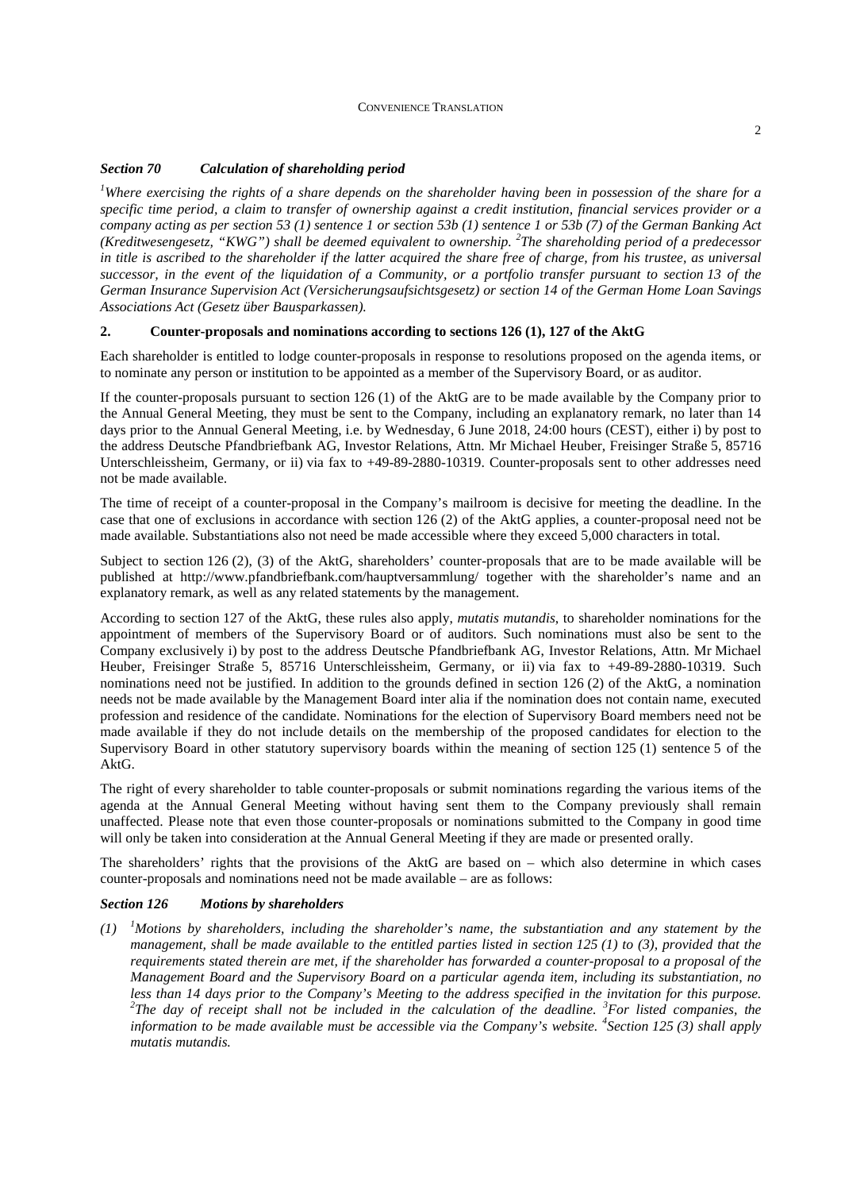### *Section 70 Calculation of shareholding period*

*[1]Where exercising the rights of a share depends on the shareholder having been in possession of the share for a specific time period, a claim to transfer of ownership against a credit institution, financial services provider or a company acting as per section 53 (1) sentence 1 or section 53b (1) sentence 1 or 53b (7) of the German Banking Act (Kreditwesengesetz, "KWG") shall be deemed equivalent to ownership. [2]The shareholding period of a predecessor in title is ascribed to the shareholder if the latter acquired the share free of charge, from his trustee, as universal successor, in the event of the liquidation of a Community, or a portfolio transfer pursuant to section 13 of the German Insurance Supervision Act (Versicherungsaufsichtsgesetz) or section 14 of the German Home Loan Savings Associations Act (Gesetz über Bausparkassen).*

## 2. Counter-proposals and nominations according to sections 126 (1), 127 of the AktG

Each shareholder is entitled to lodge counter-proposals in response to resolutions proposed on the agenda items, or to nominate any person or institution to be appointed as a member of the Supervisory Board, or as auditor.

If the counter-proposals pursuant to section 126 (1) of the AktG are to be made available by the Company prior to the Annual General Meeting, they must be sent to the Company, including an explanatory remark, no later than 14 days prior to the Annual General Meeting, i.e. by Wednesday, 6 June 2018, 24:00 hours (CEST), either i) by post to the address Deutsche Pfandbriefbank AG, Investor Relations, Attn. Mr Michael Heuber, Freisinger Straße 5, 85716 Unterschleissheim, Germany, or ii) via fax to +49-89-2880-10319. Counter-proposals sent to other addresses need not be made available.

The time of receipt of a counter-proposal in the Company's mailroom is decisive for meeting the deadline. In the case that one of exclusions in accordance with section 126 (2) of the AktG applies, a counter-proposal need not be made available. Substantiations also not need be made accessible where they exceed 5,000 characters in total.

Subject to section 126 (2), (3) of the AktG, shareholders' counter-proposals that are to be made available will be published at http://www.pfandbriefbank.com/hauptversammlung/ together with the shareholder's name and an explanatory remark, as well as any related statements by the management.

According to section 127 of the AktG, these rules also apply, *mutatis mutandis*, to shareholder nominations for the appointment of members of the Supervisory Board or of auditors. Such nominations must also be sent to the Company exclusively i) by post to the address Deutsche Pfandbriefbank AG, Investor Relations, Attn. Mr Michael Heuber, Freisinger Straße 5, 85716 Unterschleissheim, Germany, or ii) via fax to +49-89-2880-10319. Such nominations need not be justified. In addition to the grounds defined in section 126 (2) of the AktG, a nomination needs not be made available by the Management Board inter alia if the nomination does not contain name, executed profession and residence of the candidate. Nominations for the election of Supervisory Board members need not be made available if they do not include details on the membership of the proposed candidates for election to the Supervisory Board in other statutory supervisory boards within the meaning of section 125 (1) sentence 5 of the AktG.

The right of every shareholder to table counter-proposals or submit nominations regarding the various items of the agenda at the Annual General Meeting without having sent them to the Company previously shall remain unaffected. Please note that even those counter-proposals or nominations submitted to the Company in good time will only be taken into consideration at the Annual General Meeting if they are made or presented orally.

The shareholders' rights that the provisions of the AktG are based on – which also determine in which cases counter-proposals and nominations need not be made available – are as follows:

### *Section 126 Motions by shareholders*

*(1) [1]Motions by shareholders, including the shareholder's name, the substantiation and any statement by the management, shall be made available to the entitled parties listed in section 125 (1) to (3), provided that the requirements stated therein are met, if the shareholder has forwarded a counter-proposal to a proposal of the Management Board and the Supervisory Board on a particular agenda item, including its substantiation, no less than 14 days prior to the Company's Meeting to the address specified in the invitation for this purpose. [2]The day of receipt shall not be included in the calculation of the deadline. [3]For listed companies, the information to be made available must be accessible via the Company's website. [4]Section 125 (3) shall apply mutatis mutandis.*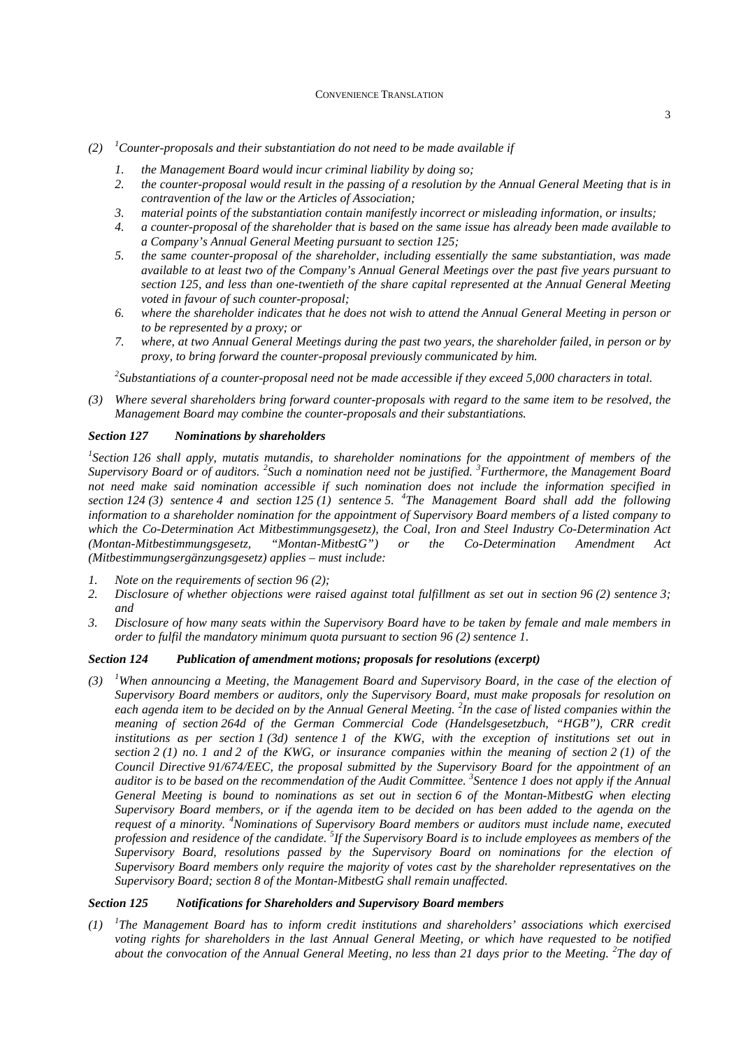*(2) [1]Counter-proposals and their substantiation do not need to be made available if*

*1. the Management Board would incur criminal liability by doing so;*
*2. the counter-proposal would result in the passing of a resolution by the Annual General Meeting that is in contravention of the law or the Articles of Association;*
*3. material points of the substantiation contain manifestly incorrect or misleading information, or insults;*
*4. a counter-proposal of the shareholder that is based on the same issue has already been made available to a Company's Annual General Meeting pursuant to section 125;*
*5. the same counter-proposal of the shareholder, including essentially the same substantiation, was made available to at least two of the Company's Annual General Meetings over the past five years pursuant to section 125, and less than one-twentieth of the share capital represented at the Annual General Meeting voted in favour of such counter-proposal;*
*6. where the shareholder indicates that he does not wish to attend the Annual General Meeting in person or to be represented by a proxy; or*
*7. where, at two Annual General Meetings during the past two years, the shareholder failed, in person or by proxy, to bring forward the counter-proposal previously communicated by him.*

*[2]Substantiations of a counter-proposal need not be made accessible if they exceed 5,000 characters in total.*

*(3) Where several shareholders bring forward counter-proposals with regard to the same item to be resolved, the Management Board may combine the counter-proposals and their substantiations.*

### *Section 127 Nominations by shareholders*

*[1]Section 126 shall apply, mutatis mutandis, to shareholder nominations for the appointment of members of the Supervisory Board or of auditors. [2]Such a nomination need not be justified. [3]Furthermore, the Management Board not need make said nomination accessible if such nomination does not include the information specified in section 124 (3) sentence 4 and section 125 (1) sentence 5. [4]The Management Board shall add the following information to a shareholder nomination for the appointment of Supervisory Board members of a listed company to which the Co-Determination Act Mitbestimmungsgesetz), the Coal, Iron and Steel Industry Co-Determination Act (Montan-Mitbestimmungsgesetz, "Montan-MitbestG") or the Co-Determination Amendment Act (Mitbestimmungsergänzungsgesetz) applies – must include:*

*1. Note on the requirements of section 96 (2);*
*2. Disclosure of whether objections were raised against total fulfillment as set out in section 96 (2) sentence 3; and*
*3. Disclosure of how many seats within the Supervisory Board have to be taken by female and male members in order to fulfil the mandatory minimum quota pursuant to section 96 (2) sentence 1.*

### *Section 124 Publication of amendment motions; proposals for resolutions (excerpt)*

*(3) [1]When announcing a Meeting, the Management Board and Supervisory Board, in the case of the election of Supervisory Board members or auditors, only the Supervisory Board, must make proposals for resolution on each agenda item to be decided on by the Annual General Meeting. [2]In the case of listed companies within the meaning of section 264d of the German Commercial Code (Handelsgesetzbuch, "HGB"), CRR credit institutions as per section 1 (3d) sentence 1 of the KWG, with the exception of institutions set out in section 2 (1) no. 1 and 2 of the KWG, or insurance companies within the meaning of section 2 (1) of the Council Directive 91/674/EEC, the proposal submitted by the Supervisory Board for the appointment of an auditor is to be based on the recommendation of the Audit Committee. [3]Sentence 1 does not apply if the Annual General Meeting is bound to nominations as set out in section 6 of the Montan-MitbestG when electing Supervisory Board members, or if the agenda item to be decided on has been added to the agenda on the request of a minority. [4]Nominations of Supervisory Board members or auditors must include name, executed profession and residence of the candidate. [5]If the Supervisory Board is to include employees as members of the Supervisory Board, resolutions passed by the Supervisory Board on nominations for the election of Supervisory Board members only require the majority of votes cast by the shareholder representatives on the Supervisory Board; section 8 of the Montan-MitbestG shall remain unaffected.*

### *Section 125 Notifications for Shareholders and Supervisory Board members*

*(1) [1]The Management Board has to inform credit institutions and shareholders' associations which exercised voting rights for shareholders in the last Annual General Meeting, or which have requested to be notified about the convocation of the Annual General Meeting, no less than 21 days prior to the Meeting. [2]The day of*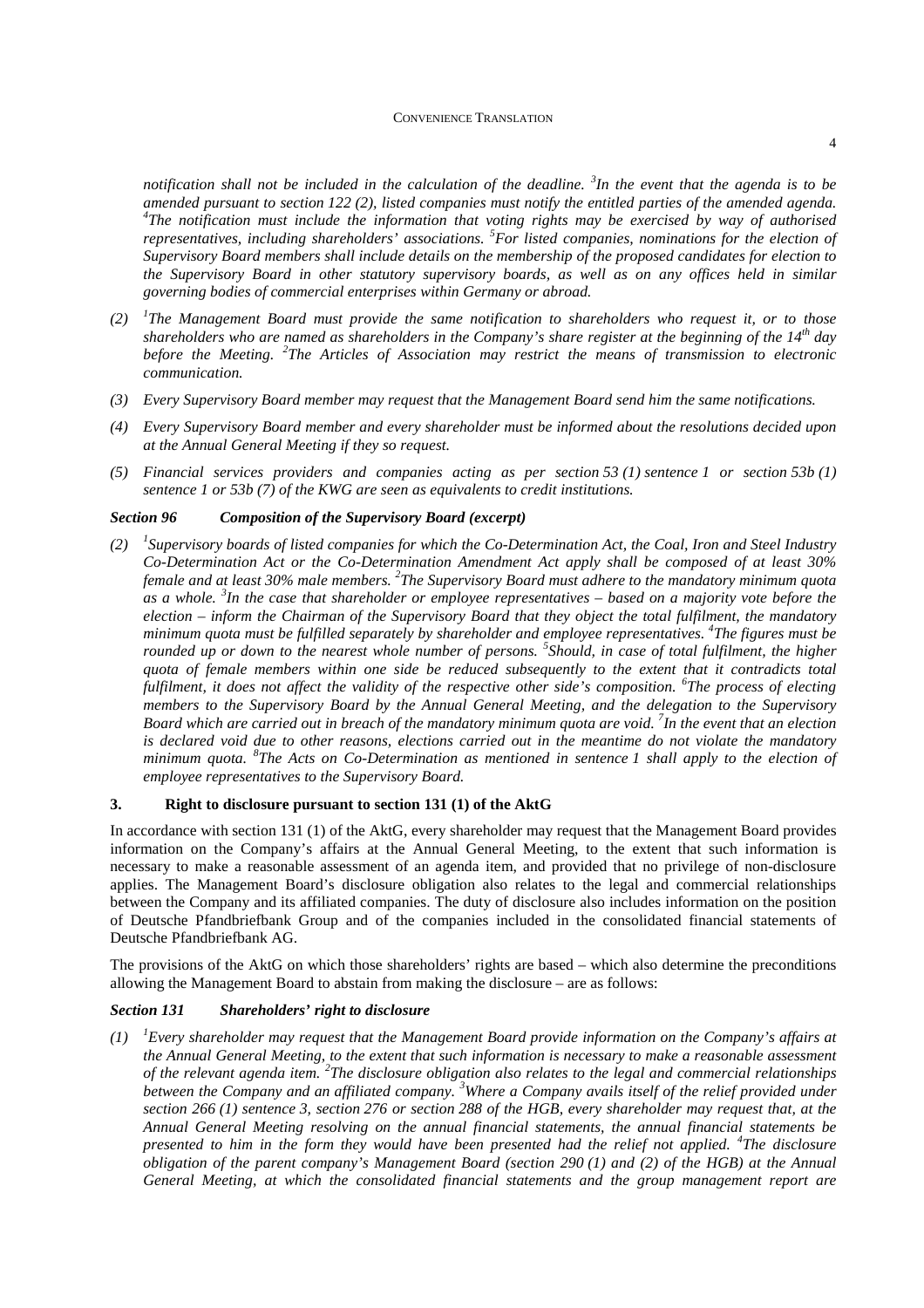*notification shall not be included in the calculation of the deadline. [3]In the event that the agenda is to be amended pursuant to section 122 (2), listed companies must notify the entitled parties of the amended agenda. [4]The notification must include the information that voting rights may be exercised by way of authorised representatives, including shareholders' associations. [5]For listed companies, nominations for the election of Supervisory Board members shall include details on the membership of the proposed candidates for election to the Supervisory Board in other statutory supervisory boards, as well as on any offices held in similar governing bodies of commercial enterprises within Germany or abroad.*

*(2) [1]The Management Board must provide the same notification to shareholders who request it, or to those shareholders who are named as shareholders in the Company's share register at the beginning of the 14th day before the Meeting. [2]The Articles of Association may restrict the means of transmission to electronic communication.*

*(3) Every Supervisory Board member may request that the Management Board send him the same notifications.*

*(4) Every Supervisory Board member and every shareholder must be informed about the resolutions decided upon at the Annual General Meeting if they so request.*

*(5) Financial services providers and companies acting as per section 53 (1) sentence 1 or section 53b (1) sentence 1 or 53b (7) of the KWG are seen as equivalents to credit institutions.*

### *Section 96 Composition of the Supervisory Board (excerpt)*

*(2) [1]Supervisory boards of listed companies for which the Co-Determination Act, the Coal, Iron and Steel Industry Co-Determination Act or the Co-Determination Amendment Act apply shall be composed of at least 30% female and at least 30% male members. [2]The Supervisory Board must adhere to the mandatory minimum quota as a whole. [3]In the case that shareholder or employee representatives – based on a majority vote before the election – inform the Chairman of the Supervisory Board that they object the total fulfilment, the mandatory minimum quota must be fulfilled separately by shareholder and employee representatives. [4]The figures must be rounded up or down to the nearest whole number of persons. [5]Should, in case of total fulfilment, the higher quota of female members within one side be reduced subsequently to the extent that it contradicts total fulfilment, it does not affect the validity of the respective other side's composition. [6]The process of electing members to the Supervisory Board by the Annual General Meeting, and the delegation to the Supervisory Board which are carried out in breach of the mandatory minimum quota are void. [7]In the event that an election is declared void due to other reasons, elections carried out in the meantime do not violate the mandatory minimum quota. [8]The Acts on Co-Determination as mentioned in sentence 1 shall apply to the election of employee representatives to the Supervisory Board.*

## 3. Right to disclosure pursuant to section 131 (1) of the AktG

In accordance with section 131 (1) of the AktG, every shareholder may request that the Management Board provides information on the Company's affairs at the Annual General Meeting, to the extent that such information is necessary to make a reasonable assessment of an agenda item, and provided that no privilege of non-disclosure applies. The Management Board's disclosure obligation also relates to the legal and commercial relationships between the Company and its affiliated companies. The duty of disclosure also includes information on the position of Deutsche Pfandbriefbank Group and of the companies included in the consolidated financial statements of Deutsche Pfandbriefbank AG.

The provisions of the AktG on which those shareholders' rights are based – which also determine the preconditions allowing the Management Board to abstain from making the disclosure – are as follows:

### *Section 131 Shareholders' right to disclosure*

*(1) [1]Every shareholder may request that the Management Board provide information on the Company's affairs at the Annual General Meeting, to the extent that such information is necessary to make a reasonable assessment of the relevant agenda item. [2]The disclosure obligation also relates to the legal and commercial relationships between the Company and an affiliated company. [3]Where a Company avails itself of the relief provided under section 266 (1) sentence 3, section 276 or section 288 of the HGB, every shareholder may request that, at the Annual General Meeting resolving on the annual financial statements, the annual financial statements be presented to him in the form they would have been presented had the relief not applied. [4]The disclosure obligation of the parent company's Management Board (section 290 (1) and (2) of the HGB) at the Annual General Meeting, at which the consolidated financial statements and the group management report are*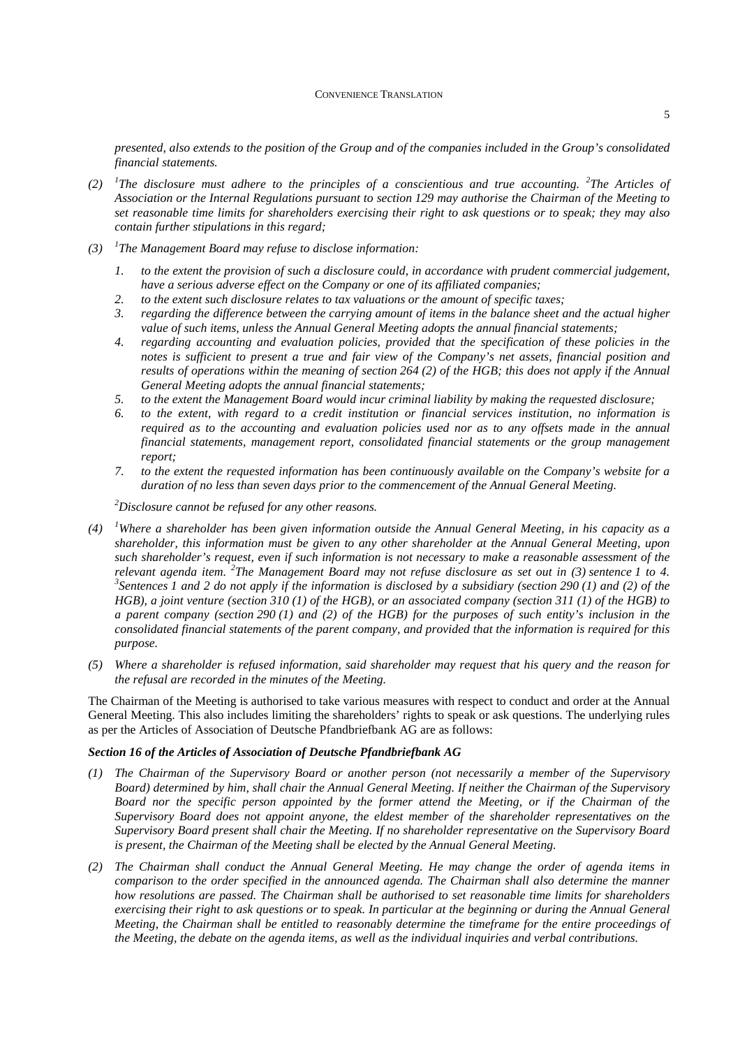*presented, also extends to the position of the Group and of the companies included in the Group's consolidated financial statements.*

*(2) [1]The disclosure must adhere to the principles of a conscientious and true accounting. [2]The Articles of Association or the Internal Regulations pursuant to section 129 may authorise the Chairman of the Meeting to set reasonable time limits for shareholders exercising their right to ask questions or to speak; they may also contain further stipulations in this regard;*

*(3) [1]The Management Board may refuse to disclose information:*

1. *to the extent the provision of such a disclosure could, in accordance with prudent commercial judgement, have a serious adverse effect on the Company or one of its affiliated companies;*
2. *to the extent such disclosure relates to tax valuations or the amount of specific taxes;*
3. *regarding the difference between the carrying amount of items in the balance sheet and the actual higher value of such items, unless the Annual General Meeting adopts the annual financial statements;*
4. *regarding accounting and evaluation policies, provided that the specification of these policies in the notes is sufficient to present a true and fair view of the Company's net assets, financial position and results of operations within the meaning of section 264 (2) of the HGB; this does not apply if the Annual General Meeting adopts the annual financial statements;*
5. *to the extent the Management Board would incur criminal liability by making the requested disclosure;*
6. *to the extent, with regard to a credit institution or financial services institution, no information is required as to the accounting and evaluation policies used nor as to any offsets made in the annual financial statements, management report, consolidated financial statements or the group management report;*
7. *to the extent the requested information has been continuously available on the Company's website for a duration of no less than seven days prior to the commencement of the Annual General Meeting.*

*[2]Disclosure cannot be refused for any other reasons.*

*(4) [1]Where a shareholder has been given information outside the Annual General Meeting, in his capacity as a shareholder, this information must be given to any other shareholder at the Annual General Meeting, upon such shareholder's request, even if such information is not necessary to make a reasonable assessment of the relevant agenda item. [2]The Management Board may not refuse disclosure as set out in (3) sentence 1 to 4. [3]Sentences 1 and 2 do not apply if the information is disclosed by a subsidiary (section 290 (1) and (2) of the HGB), a joint venture (section 310 (1) of the HGB), or an associated company (section 311 (1) of the HGB) to a parent company (section 290 (1) and (2) of the HGB) for the purposes of such entity's inclusion in the consolidated financial statements of the parent company, and provided that the information is required for this purpose.*

*(5) Where a shareholder is refused information, said shareholder may request that his query and the reason for the refusal are recorded in the minutes of the Meeting.*

The Chairman of the Meeting is authorised to take various measures with respect to conduct and order at the Annual General Meeting. This also includes limiting the shareholders' rights to speak or ask questions. The underlying rules as per the Articles of Association of Deutsche Pfandbriefbank AG are as follows:

***Section 16 of the Articles of Association of Deutsche Pfandbriefbank AG***

*(1) The Chairman of the Supervisory Board or another person (not necessarily a member of the Supervisory Board) determined by him, shall chair the Annual General Meeting. If neither the Chairman of the Supervisory Board nor the specific person appointed by the former attend the Meeting, or if the Chairman of the Supervisory Board does not appoint anyone, the eldest member of the shareholder representatives on the Supervisory Board present shall chair the Meeting. If no shareholder representative on the Supervisory Board is present, the Chairman of the Meeting shall be elected by the Annual General Meeting.*

*(2) The Chairman shall conduct the Annual General Meeting. He may change the order of agenda items in comparison to the order specified in the announced agenda. The Chairman shall also determine the manner how resolutions are passed. The Chairman shall be authorised to set reasonable time limits for shareholders exercising their right to ask questions or to speak. In particular at the beginning or during the Annual General Meeting, the Chairman shall be entitled to reasonably determine the timeframe for the entire proceedings of the Meeting, the debate on the agenda items, as well as the individual inquiries and verbal contributions.*